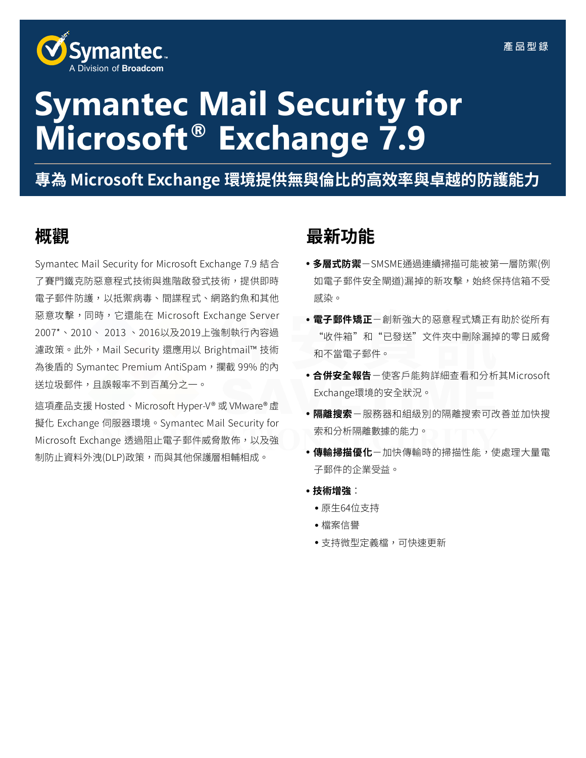Symantec. A Division of Broadcom

產品型錄

# Symantec Mail Security for Microsoft® Exchange 7.9

## 專為 Microsoft Exchange 環境提供無與倫比的高效率與卓越的防護能力

## 概觀

Symantec Mail Security for Microsoft Exchange 7.9 結合了賽門鐵克防惡意程式技術與進階啟發式技術，提供即時電子郵件防護，以抵禦病毒、間諜程式、網路釣魚和其他惡意攻擊，同時，它還能在 Microsoft Exchange Server 2007*、2010、 2013 、2016以及2019上強制執行內容過濾政策。此外，Mail Security 還應用以 Brightmail™ 技術為後盾的 Symantec Premium AntiSpam，攔截 99% 的內送垃圾郵件，且誤報率不到百萬分之一。

這項產品支援 Hosted、Microsoft Hyper-V® 或 VMware® 虛擬化 Exchange 伺服器環境。Symantec Mail Security for Microsoft Exchange 透過阻止電子郵件威脅散佈，以及強制防止資料外洩(DLP)政策，而與其他保護層相輔相成。

## 最新功能

- **多層式防禦**－SMSME通過連續掃描可能被第一層防禦(例如電子郵件安全閘道)漏掉的新攻擊，始終保持信箱不受感染。
- **電子郵件矯正**－創新強大的惡意程式矯正有助於從所有“收件箱”和“已發送”文件夾中刪除漏掉的零日威脅和不當電子郵件。
- **合併安全報告**－使客戶能夠詳細查看和分析其Microsoft Exchange環境的安全狀況。
- **隔離搜索**－服務器和組級別的隔離搜索可改善並加快搜索和分析隔離數據的能力。
- **傳輸掃描優化**－加快傳輸時的掃描性能，使處理大量電子郵件的企業受益。
- **技術增強**：
  - 原生64位支持
  - 檔案信譽
  - 支持微型定義檔，可快速更新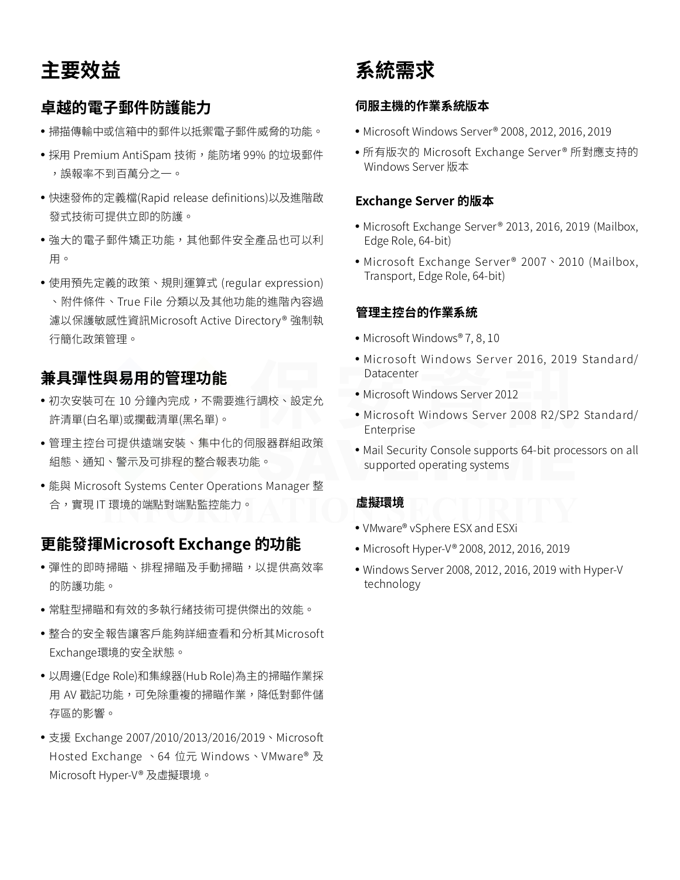# 主要效益

## 卓越的電子郵件防護能力

- 掃描傳輸中或信箱中的郵件以抵禦電子郵件威脅的功能。
- 採用 Premium AntiSpam 技術，能防堵 99% 的垃圾郵件，誤報率不到百萬分之一。
- 快速發佈的定義檔(Rapid release definitions)以及進階啟發式技術可提供立即的防護。
- 強大的電子郵件矯正功能，其他郵件安全產品也可以利用。
- 使用預先定義的政策、規則運算式 (regular expression)、附件條件、True File 分類以及其他功能的進階內容過濾以保護敏感性資訊Microsoft Active Directory® 強制執行簡化政策管理。

## 兼具彈性與易用的管理功能

- 初次安裝可在 10 分鐘內完成，不需要進行調校、設定允許清單(白名單)或攔截清單(黑名單)。
- 管理主控台可提供遠端安裝、集中化的伺服器群組政策組態、通知、警示及可排程的整合報表功能。
- 能與 Microsoft Systems Center Operations Manager 整合，實現 IT 環境的端點對端點監控能力。

## 更能發揮Microsoft Exchange 的功能

- 彈性的即時掃瞄、排程掃瞄及手動掃瞄，以提供高效率的防護功能。
- 常駐型掃瞄和有效的多執行緒技術可提供傑出的效能。
- 整合的安全報告讓客戶能夠詳細查看和分析其Microsoft Exchange環境的安全狀態。
- 以周邊(Edge Role)和集線器(Hub Role)為主的掃瞄作業採用 AV 戳記功能，可免除重複的掃瞄作業，降低對郵件儲存區的影響。
- 支援 Exchange 2007/2010/2013/2016/2019、Microsoft Hosted Exchange 、64 位元 Windows、VMware® 及 Microsoft Hyper-V® 及虛擬環境。

# 系統需求

### 伺服主機的作業系統版本

- Microsoft Windows Server® 2008, 2012, 2016, 2019
- 所有版次的 Microsoft Exchange Server® 所對應支持的 Windows Server 版本

### Exchange Server 的版本

- Microsoft Exchange Server® 2013, 2016, 2019 (Mailbox, Edge Role, 64-bit)
- Microsoft Exchange Server® 2007、2010 (Mailbox, Transport, Edge Role, 64-bit)

### 管理主控台的作業系統

- Microsoft Windows® 7, 8, 10
- Microsoft Windows Server 2016, 2019 Standard/ Datacenter
- Microsoft Windows Server 2012
- Microsoft Windows Server 2008 R2/SP2 Standard/ Enterprise
- Mail Security Console supports 64-bit processors on all supported operating systems

### 虛擬環境

- VMware® vSphere ESX and ESXi
- Microsoft Hyper-V® 2008, 2012, 2016, 2019
- Windows Server 2008, 2012, 2016, 2019 with Hyper-V technology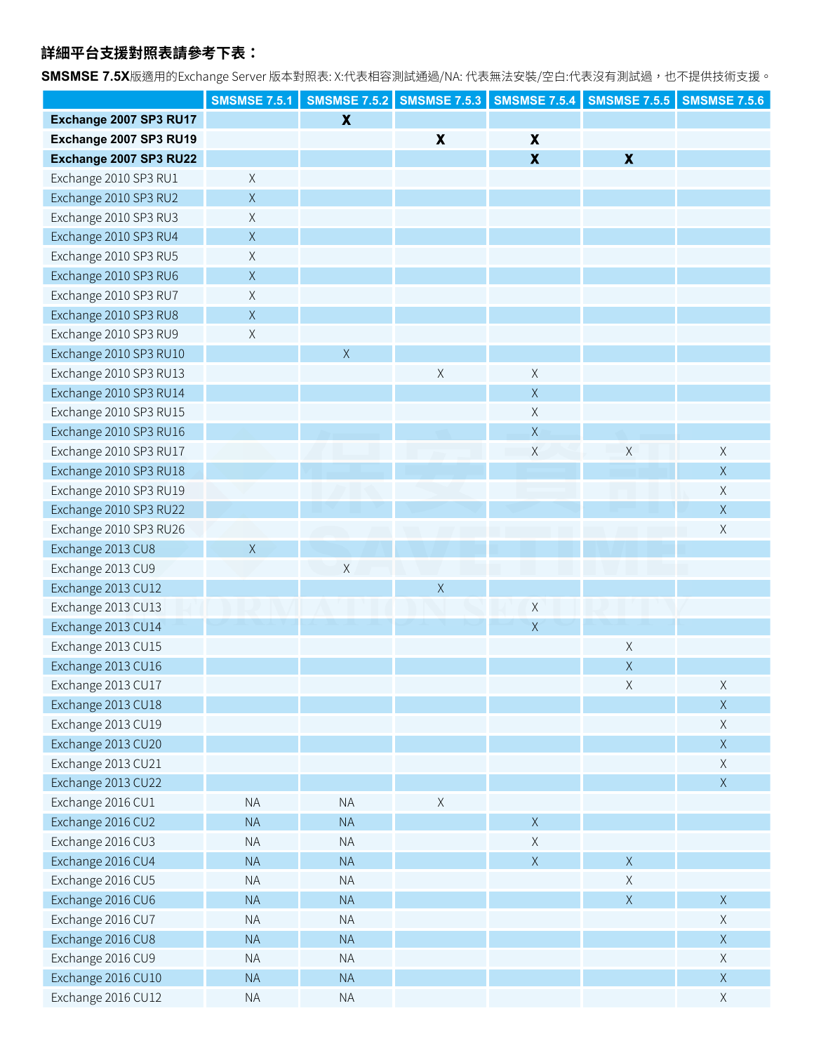**詳細平台支援對照表請參考下表：**

**SMSMSE 7.5X**版適用的Exchange Server 版本對照表: X:代表相容測試通過/NA: 代表無法安裝/空白:代表沒有測試過，也不提供技術支援。

| | SMSMSE 7.5.1 | SMSMSE 7.5.2 | SMSMSE 7.5.3 | SMSMSE 7.5.4 | SMSMSE 7.5.5 | SMSMSE 7.5.6 |
|---|---|---|---|---|---|---|
| **Exchange 2007 SP3 RU17** | | **X** | | | | |
| **Exchange 2007 SP3 RU19** | | | **X** | **X** | | |
| **Exchange 2007 SP3 RU22** | | | | **X** | **X** | |
| Exchange 2010 SP3 RU1 | X | | | | | |
| Exchange 2010 SP3 RU2 | X | | | | | |
| Exchange 2010 SP3 RU3 | X | | | | | |
| Exchange 2010 SP3 RU4 | X | | | | | |
| Exchange 2010 SP3 RU5 | X | | | | | |
| Exchange 2010 SP3 RU6 | X | | | | | |
| Exchange 2010 SP3 RU7 | X | | | | | |
| Exchange 2010 SP3 RU8 | X | | | | | |
| Exchange 2010 SP3 RU9 | X | | | | | |
| Exchange 2010 SP3 RU10 | | X | | | | |
| Exchange 2010 SP3 RU13 | | | X | X | | |
| Exchange 2010 SP3 RU14 | | | | X | | |
| Exchange 2010 SP3 RU15 | | | | X | | |
| Exchange 2010 SP3 RU16 | | | | X | | |
| Exchange 2010 SP3 RU17 | | | | X | X | X |
| Exchange 2010 SP3 RU18 | | | | | | X |
| Exchange 2010 SP3 RU19 | | | | | | X |
| Exchange 2010 SP3 RU22 | | | | | | X |
| Exchange 2010 SP3 RU26 | | | | | | X |
| Exchange 2013 CU8 | X | | | | | |
| Exchange 2013 CU9 | | X | | | | |
| Exchange 2013 CU12 | | | X | | | |
| Exchange 2013 CU13 | | | | X | | |
| Exchange 2013 CU14 | | | | X | | |
| Exchange 2013 CU15 | | | | | X | |
| Exchange 2013 CU16 | | | | | X | |
| Exchange 2013 CU17 | | | | | X | X |
| Exchange 2013 CU18 | | | | | | X |
| Exchange 2013 CU19 | | | | | | X |
| Exchange 2013 CU20 | | | | | | X |
| Exchange 2013 CU21 | | | | | | X |
| Exchange 2013 CU22 | | | | | | X |
| Exchange 2016 CU1 | NA | NA | X | | | |
| Exchange 2016 CU2 | NA | NA | | X | | |
| Exchange 2016 CU3 | NA | NA | | X | | |
| Exchange 2016 CU4 | NA | NA | | X | X | |
| Exchange 2016 CU5 | NA | NA | | | X | |
| Exchange 2016 CU6 | NA | NA | | | X | X |
| Exchange 2016 CU7 | NA | NA | | | | X |
| Exchange 2016 CU8 | NA | NA | | | | X |
| Exchange 2016 CU9 | NA | NA | | | | X |
| Exchange 2016 CU10 | NA | NA | | | | X |
| Exchange 2016 CU12 | NA | NA | | | | X |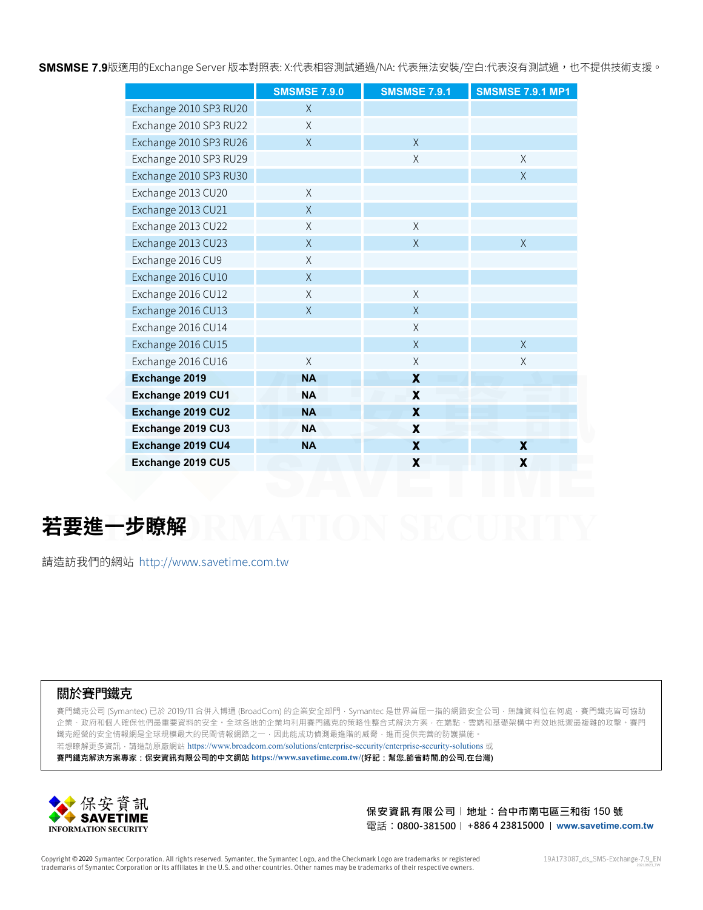**SMSMSE 7.9**版適用的Exchange Server 版本對照表: X:代表相容測試通過/NA: 代表無法安裝/空白:代表沒有測試過，也不提供技術支援。

| | SMSMSE 7.9.0 | SMSMSE 7.9.1 | SMSMSE 7.9.1 MP1 |
|---|---|---|---|
| Exchange 2010 SP3 RU20 | X | | |
| Exchange 2010 SP3 RU22 | X | | |
| Exchange 2010 SP3 RU26 | X | X | |
| Exchange 2010 SP3 RU29 | | X | X |
| Exchange 2010 SP3 RU30 | | | X |
| Exchange 2013 CU20 | X | | |
| Exchange 2013 CU21 | X | | |
| Exchange 2013 CU22 | X | X | |
| Exchange 2013 CU23 | X | X | X |
| Exchange 2016 CU9 | X | | |
| Exchange 2016 CU10 | X | | |
| Exchange 2016 CU12 | X | X | |
| Exchange 2016 CU13 | X | X | |
| Exchange 2016 CU14 | | X | |
| Exchange 2016 CU15 | | X | X |
| Exchange 2016 CU16 | X | X | X |
| **Exchange 2019** | **NA** | **X** | |
| **Exchange 2019 CU1** | **NA** | **X** | |
| **Exchange 2019 CU2** | **NA** | **X** | |
| **Exchange 2019 CU3** | **NA** | **X** | |
| **Exchange 2019 CU4** | **NA** | **X** | **X** |
| **Exchange 2019 CU5** | | **X** | **X** |

# 若要進一步瞭解

請造訪我們的網站 http://www.savetime.com.tw

## 關於賽門鐵克

賽門鐵克公司 (Symantec) 已於 2019/11 合併入博通 (BroadCom) 的企業安全部門，Symantec 是世界首屈一指的網路安全公司，無論資料位在何處，賽門鐵克皆可協助企業、政府和個人確保他們最重要資料的安全。全球各地的企業均利用賽門鐵克的策略性整合式解決方案，在端點、雲端和基礎架構中有效地抵禦最複雜的攻擊。賽門鐵克經營的安全情報網是全球規模最大的民間情報網路之一，因此能成功偵測最進階的威脅，進而提供完善的防護措施。

若想瞭解更多資訊，請造訪原廠網站 https://www.broadcom.com/solutions/enterprise-security/enterprise-security-solutions 或

**賽門鐵克解決方案專家：保安資訊有限公司的中文網站 https://www.savetime.com.tw/(好記：幫您.節省時間.的公司.在台灣)**

保安資訊 SAVETIME INFORMATION SECURITY

**保安資訊有限公司｜地址：台中市南屯區三和街 150 號**
電話：0800-381500｜+886 4 23815000 ｜ **www.savetime.com.tw**

Copyright © 2020 Symantec Corporation. All rights reserved. Symantec, the Symantec Logo, and the Checkmark Logo are trademarks or registered trademarks of Symantec Corporation or its affiliates in the U.S. and other countries. Other names may be trademarks of their respective owners.

19A173087_ds_SMS-Exchange-7.9_EN